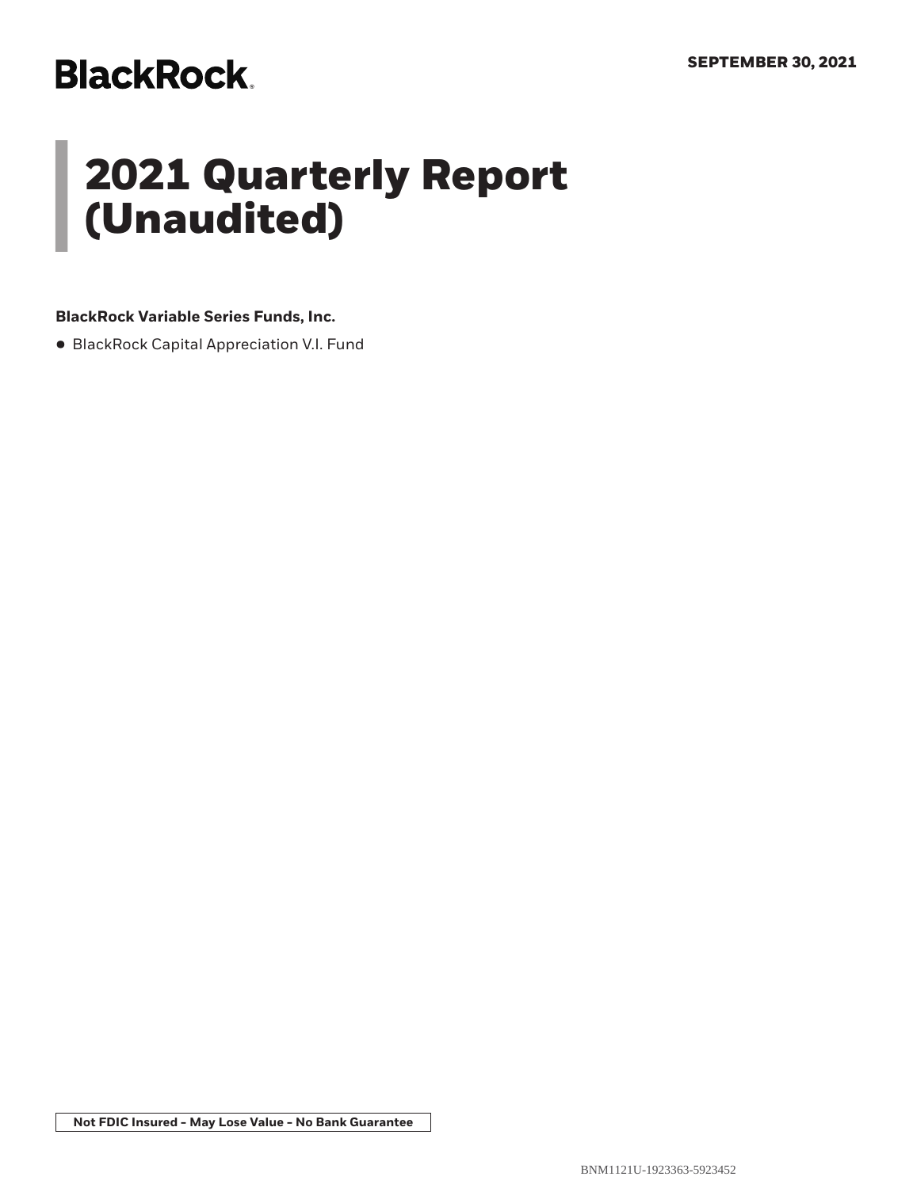**BlackRock**

**SEPTEMBER 30, 2021**

# 2021 Quarterly Report (Unaudited)

**BlackRock Variable Series Funds, Inc.**

- BlackRock Capital Appreciation V.I. Fund

**Not FDIC Insured - May Lose Value - No Bank Guarantee**

BNM1121U-1923363-5923452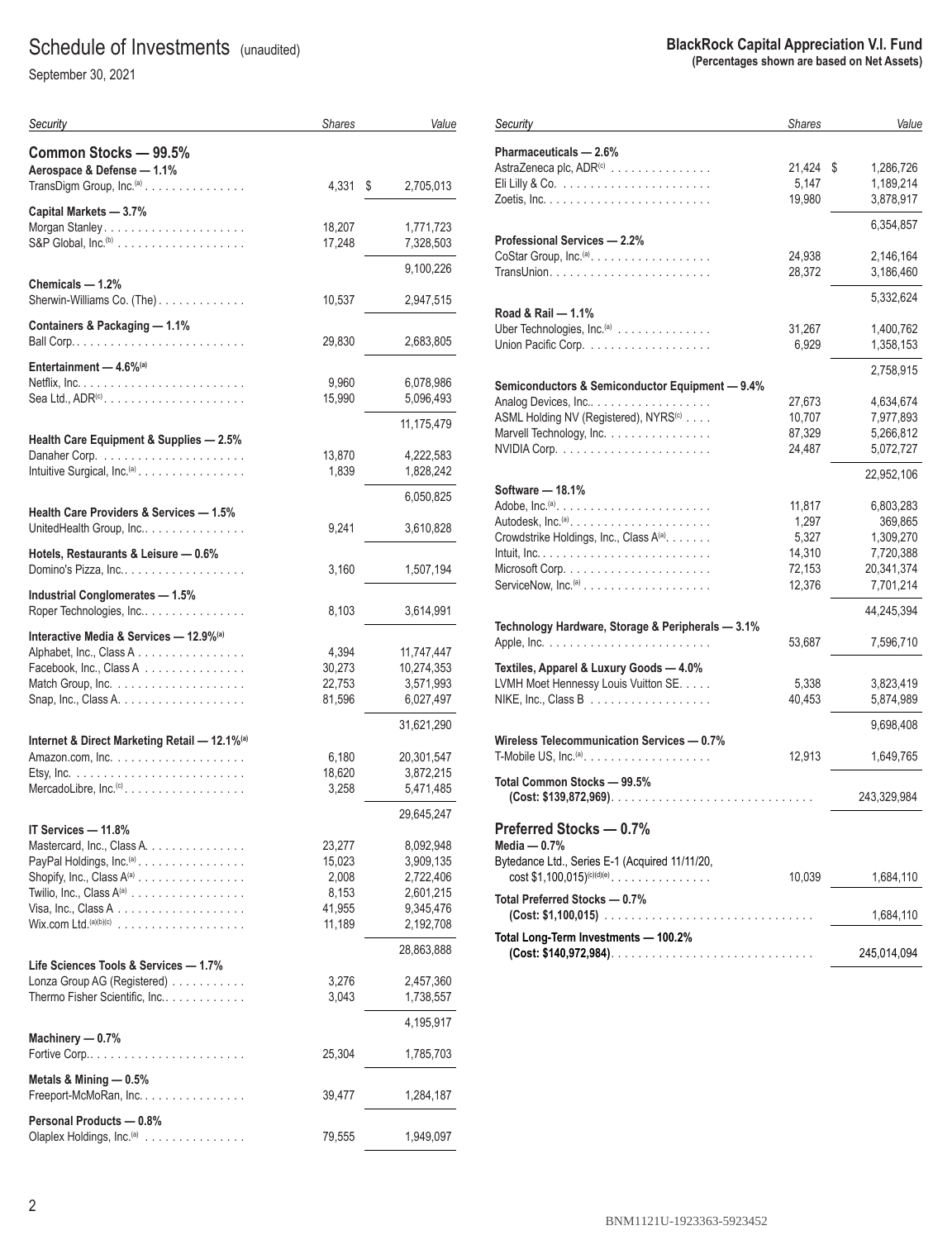# Schedule of Investments (unaudited)

September 30, 2021

**BlackRock Capital Appreciation V.I. Fund**
**(Percentages shown are based on Net Assets)**

| Security | Shares | Value |
|---|---|---|
| **Common Stocks — 99.5%** | | |
| **Aerospace & Defense — 1.1%** | | |
| TransDigm Group, Inc.[a] | 4,331 | $ 2,705,013 |
| **Capital Markets — 3.7%** | | |
| Morgan Stanley | 18,207 | 1,771,723 |
| S&P Global, Inc.[b] | 17,248 | 7,328,503 |
| | | 9,100,226 |
| **Chemicals — 1.2%** | | |
| Sherwin-Williams Co. (The) | 10,537 | 2,947,515 |
| **Containers & Packaging — 1.1%** | | |
| Ball Corp. | 29,830 | 2,683,805 |
| **Entertainment — 4.6%[a]** | | |
| Netflix, Inc. | 9,960 | 6,078,986 |
| Sea Ltd., ADR[c] | 15,990 | 5,096,493 |
| | | 11,175,479 |
| **Health Care Equipment & Supplies — 2.5%** | | |
| Danaher Corp. | 13,870 | 4,222,583 |
| Intuitive Surgical, Inc.[a] | 1,839 | 1,828,242 |
| | | 6,050,825 |
| **Health Care Providers & Services — 1.5%** | | |
| UnitedHealth Group, Inc. | 9,241 | 3,610,828 |
| **Hotels, Restaurants & Leisure — 0.6%** | | |
| Domino's Pizza, Inc. | 3,160 | 1,507,194 |
| **Industrial Conglomerates — 1.5%** | | |
| Roper Technologies, Inc. | 8,103 | 3,614,991 |
| **Interactive Media & Services — 12.9%[a]** | | |
| Alphabet, Inc., Class A | 4,394 | 11,747,447 |
| Facebook, Inc., Class A | 30,273 | 10,274,353 |
| Match Group, Inc. | 22,753 | 3,571,993 |
| Snap, Inc., Class A. | 81,596 | 6,027,497 |
| | | 31,621,290 |
| **Internet & Direct Marketing Retail — 12.1%[a]** | | |
| Amazon.com, Inc. | 6,180 | 20,301,547 |
| Etsy, Inc. | 18,620 | 3,872,215 |
| MercadoLibre, Inc.[c] | 3,258 | 5,471,485 |
| | | 29,645,247 |
| **IT Services — 11.8%** | | |
| Mastercard, Inc., Class A. | 23,277 | 8,092,948 |
| PayPal Holdings, Inc.[a] | 15,023 | 3,909,135 |
| Shopify, Inc., Class A[a] | 2,008 | 2,722,406 |
| Twilio, Inc., Class A[a] | 8,153 | 2,601,215 |
| Visa, Inc., Class A | 41,955 | 9,345,476 |
| Wix.com Ltd.[a][b][c] | 11,189 | 2,192,708 |
| | | 28,863,888 |
| **Life Sciences Tools & Services — 1.7%** | | |
| Lonza Group AG (Registered) | 3,276 | 2,457,360 |
| Thermo Fisher Scientific, Inc. | 3,043 | 1,738,557 |
| | | 4,195,917 |
| **Machinery — 0.7%** | | |
| Fortive Corp. | 25,304 | 1,785,703 |
| **Metals & Mining — 0.5%** | | |
| Freeport-McMoRan, Inc. | 39,477 | 1,284,187 |
| **Personal Products — 0.8%** | | |
| Olaplex Holdings, Inc.[a] | 79,555 | 1,949,097 |
| **Pharmaceuticals — 2.6%** | | |
| AstraZeneca plc, ADR[c] | 21,424 | $ 1,286,726 |
| Eli Lilly & Co. | 5,147 | 1,189,214 |
| Zoetis, Inc. | 19,980 | 3,878,917 |
| | | 6,354,857 |
| **Professional Services — 2.2%** | | |
| CoStar Group, Inc.[a] | 24,938 | 2,146,164 |
| TransUnion | 28,372 | 3,186,460 |
| | | 5,332,624 |
| **Road & Rail — 1.1%** | | |
| Uber Technologies, Inc.[a] | 31,267 | 1,400,762 |
| Union Pacific Corp. | 6,929 | 1,358,153 |
| | | 2,758,915 |
| **Semiconductors & Semiconductor Equipment — 9.4%** | | |
| Analog Devices, Inc. | 27,673 | 4,634,674 |
| ASML Holding NV (Registered), NYRS[c] | 10,707 | 7,977,893 |
| Marvell Technology, Inc. | 87,329 | 5,266,812 |
| NVIDIA Corp. | 24,487 | 5,072,727 |
| | | 22,952,106 |
| **Software — 18.1%** | | |
| Adobe, Inc.[a] | 11,817 | 6,803,283 |
| Autodesk, Inc.[a] | 1,297 | 369,865 |
| Crowdstrike Holdings, Inc., Class A[a] | 5,327 | 1,309,270 |
| Intuit, Inc. | 14,310 | 7,720,388 |
| Microsoft Corp. | 72,153 | 20,341,374 |
| ServiceNow, Inc.[a] | 12,376 | 7,701,214 |
| | | 44,245,394 |
| **Technology Hardware, Storage & Peripherals — 3.1%** | | |
| Apple, Inc. | 53,687 | 7,596,710 |
| **Textiles, Apparel & Luxury Goods — 4.0%** | | |
| LVMH Moet Hennessy Louis Vuitton SE. | 5,338 | 3,823,419 |
| NIKE, Inc., Class B | 40,453 | 5,874,989 |
| | | 9,698,408 |
| **Wireless Telecommunication Services — 0.7%** | | |
| T-Mobile US, Inc.[a] | 12,913 | 1,649,765 |
| **Total Common Stocks — 99.5% (Cost: $139,872,969)** | | 243,329,984 |
| **Preferred Stocks — 0.7%** | | |
| **Media — 0.7%** | | |
| Bytedance Ltd., Series E-1 (Acquired 11/11/20, cost $1,100,015)[c][d][e] | 10,039 | 1,684,110 |
| **Total Preferred Stocks — 0.7% (Cost: $1,100,015)** | | 1,684,110 |
| **Total Long-Term Investments — 100.2% (Cost: $140,972,984)** | | 245,014,094 |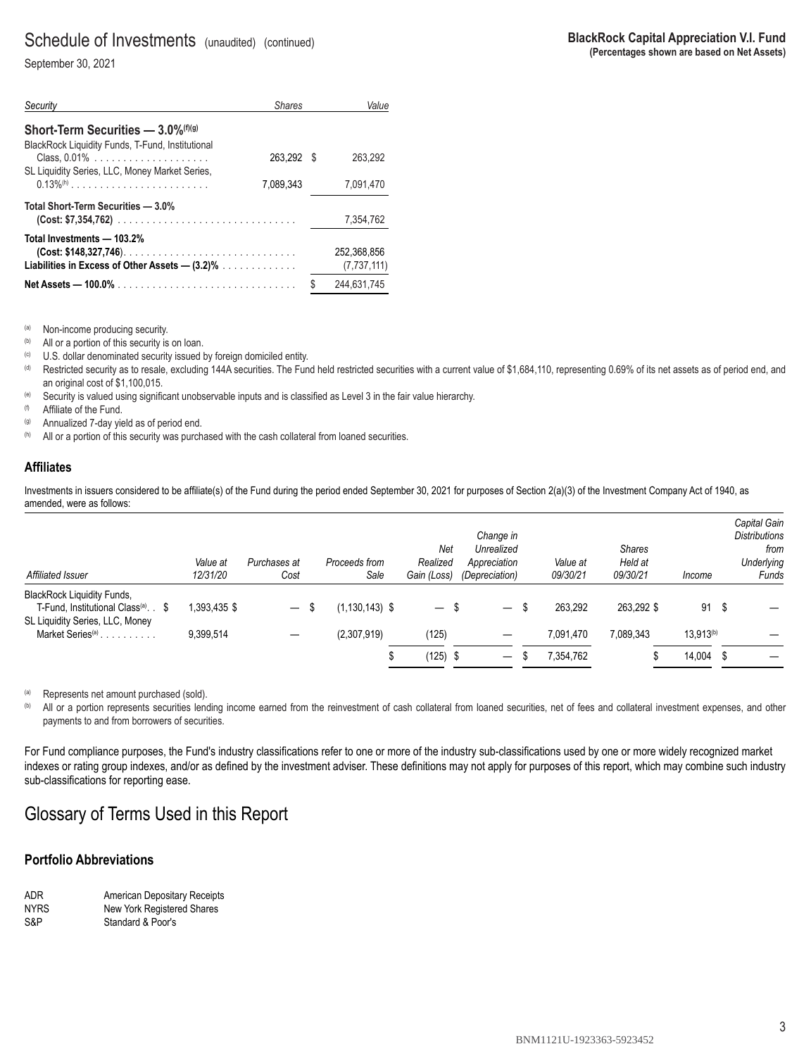# Schedule of Investments (unaudited) (continued)

September 30, 2021

**BlackRock Capital Appreciation V.I. Fund**
**(Percentages shown are based on Net Assets)**

| *Security* | *Shares* | *Value* |
|---|---|---|
| **Short-Term Securities — 3.0%[f][g]** | | |
| BlackRock Liquidity Funds, T-Fund, Institutional Class, 0.01% | 263,292 | $ 263,292 |
| SL Liquidity Series, LLC, Money Market Series, 0.13%[h] | 7,089,343 | 7,091,470 |
| **Total Short-Term Securities — 3.0% (Cost: $7,354,762)** | | 7,354,762 |
| **Total Investments — 103.2% (Cost: $148,327,746)** | | 252,368,856 |
| **Liabilities in Excess of Other Assets — (3.2)%** | | (7,737,111) |
| **Net Assets — 100.0%** | | $ 244,631,745 |

[a] Non-income producing security.
[b] All or a portion of this security is on loan.
[c] U.S. dollar denominated security issued by foreign domiciled entity.
[d] Restricted security as to resale, excluding 144A securities. The Fund held restricted securities with a current value of $1,684,110, representing 0.69% of its net assets as of period end, and an original cost of $1,100,015.
[e] Security is valued using significant unobservable inputs and is classified as Level 3 in the fair value hierarchy.
[f] Affiliate of the Fund.
[g] Annualized 7-day yield as of period end.
[h] All or a portion of this security was purchased with the cash collateral from loaned securities.

## Affiliates

Investments in issuers considered to be affiliate(s) of the Fund during the period ended September 30, 2021 for purposes of Section 2(a)(3) of the Investment Company Act of 1940, as amended, were as follows:

| *Affiliated Issuer* | *Value at 12/31/20* | *Purchases at Cost* | *Proceeds from Sale* | *Net Realized Gain (Loss)* | *Change in Unrealized Appreciation (Depreciation)* | *Value at 09/30/21* | *Shares Held at 09/30/21* | *Income* | *Capital Gain Distributions from Underlying Funds* |
|---|---|---|---|---|---|---|---|---|---|
| BlackRock Liquidity Funds, T-Fund, Institutional Class[a] | $ 1,393,435 | $ — | $ (1,130,143) | $ — | $ — | $ 263,292 | 263,292 | $ 91 | $ — |
| SL Liquidity Series, LLC, Money Market Series[a] | 9,399,514 | — | (2,307,919) | (125) | — | 7,091,470 | 7,089,343 | 13,913[b] | — |
| | | | | $ (125) | $ — | $ 7,354,762 | | $ 14,004 | $ — |

[a] Represents net amount purchased (sold).
[b] All or a portion represents securities lending income earned from the reinvestment of cash collateral from loaned securities, net of fees and collateral investment expenses, and other payments to and from borrowers of securities.

For Fund compliance purposes, the Fund's industry classifications refer to one or more of the industry sub-classifications used by one or more widely recognized market indexes or rating group indexes, and/or as defined by the investment adviser. These definitions may not apply for purposes of this report, which may combine such industry sub-classifications for reporting ease.

# Glossary of Terms Used in this Report

### Portfolio Abbreviations

| | |
|---|---|
| ADR | American Depositary Receipts |
| NYRS | New York Registered Shares |
| S&P | Standard & Poor's |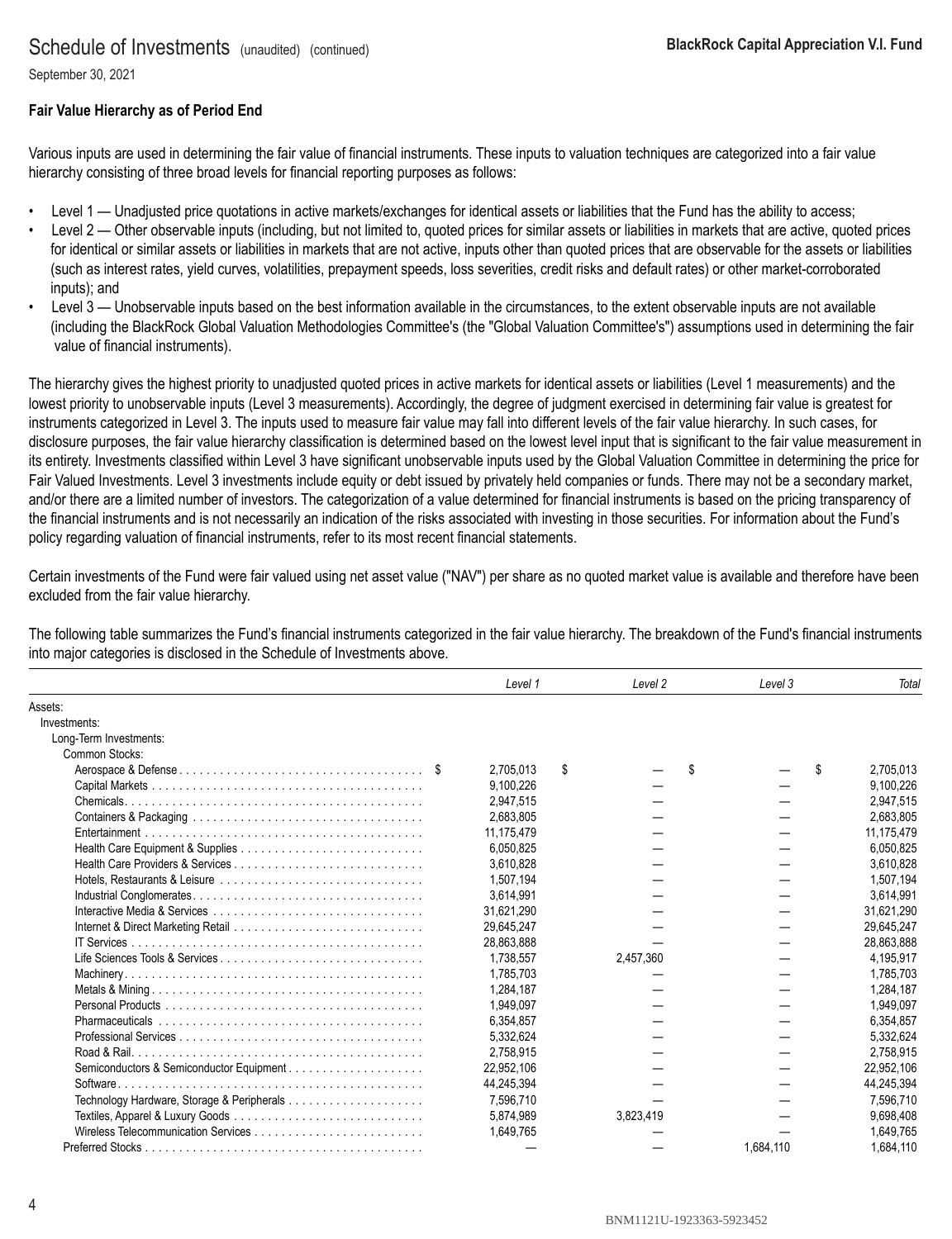## Fair Value Hierarchy as of Period End

Various inputs are used in determining the fair value of financial instruments. These inputs to valuation techniques are categorized into a fair value hierarchy consisting of three broad levels for financial reporting purposes as follows:

- Level 1 — Unadjusted price quotations in active markets/exchanges for identical assets or liabilities that the Fund has the ability to access;
- Level 2 — Other observable inputs (including, but not limited to, quoted prices for similar assets or liabilities in markets that are active, quoted prices for identical or similar assets or liabilities in markets that are not active, inputs other than quoted prices that are observable for the assets or liabilities (such as interest rates, yield curves, volatilities, prepayment speeds, loss severities, credit risks and default rates) or other market-corroborated inputs); and
- Level 3 — Unobservable inputs based on the best information available in the circumstances, to the extent observable inputs are not available (including the BlackRock Global Valuation Methodologies Committee's (the "Global Valuation Committee's") assumptions used in determining the fair value of financial instruments).

The hierarchy gives the highest priority to unadjusted quoted prices in active markets for identical assets or liabilities (Level 1 measurements) and the lowest priority to unobservable inputs (Level 3 measurements). Accordingly, the degree of judgment exercised in determining fair value is greatest for instruments categorized in Level 3. The inputs used to measure fair value may fall into different levels of the fair value hierarchy. In such cases, for disclosure purposes, the fair value hierarchy classification is determined based on the lowest level input that is significant to the fair value measurement in its entirety. Investments classified within Level 3 have significant unobservable inputs used by the Global Valuation Committee in determining the price for Fair Valued Investments. Level 3 investments include equity or debt issued by privately held companies or funds. There may not be a secondary market, and/or there are a limited number of investors. The categorization of a value determined for financial instruments is based on the pricing transparency of the financial instruments and is not necessarily an indication of the risks associated with investing in those securities. For information about the Fund's policy regarding valuation of financial instruments, refer to its most recent financial statements.

Certain investments of the Fund were fair valued using net asset value ("NAV") per share as no quoted market value is available and therefore have been excluded from the fair value hierarchy.

The following table summarizes the Fund's financial instruments categorized in the fair value hierarchy. The breakdown of the Fund's financial instruments into major categories is disclosed in the Schedule of Investments above.

| | *Level 1* | *Level 2* | *Level 3* | *Total* |
|---|---|---|---|---|
| Assets: | | | | |
| Investments: | | | | |
| Long-Term Investments: | | | | |
| Common Stocks: | | | | |
| Aerospace & Defense | $ 2,705,013 | $ — | $ — | $ 2,705,013 |
| Capital Markets | 9,100,226 | — | — | 9,100,226 |
| Chemicals | 2,947,515 | — | — | 2,947,515 |
| Containers & Packaging | 2,683,805 | — | — | 2,683,805 |
| Entertainment | 11,175,479 | — | — | 11,175,479 |
| Health Care Equipment & Supplies | 6,050,825 | — | — | 6,050,825 |
| Health Care Providers & Services | 3,610,828 | — | — | 3,610,828 |
| Hotels, Restaurants & Leisure | 1,507,194 | — | — | 1,507,194 |
| Industrial Conglomerates | 3,614,991 | — | — | 3,614,991 |
| Interactive Media & Services | 31,621,290 | — | — | 31,621,290 |
| Internet & Direct Marketing Retail | 29,645,247 | — | — | 29,645,247 |
| IT Services | 28,863,888 | — | — | 28,863,888 |
| Life Sciences Tools & Services | 1,738,557 | 2,457,360 | — | 4,195,917 |
| Machinery | 1,785,703 | — | — | 1,785,703 |
| Metals & Mining | 1,284,187 | — | — | 1,284,187 |
| Personal Products | 1,949,097 | — | — | 1,949,097 |
| Pharmaceuticals | 6,354,857 | — | — | 6,354,857 |
| Professional Services | 5,332,624 | — | — | 5,332,624 |
| Road & Rail | 2,758,915 | — | — | 2,758,915 |
| Semiconductors & Semiconductor Equipment | 22,952,106 | — | — | 22,952,106 |
| Software | 44,245,394 | — | — | 44,245,394 |
| Technology Hardware, Storage & Peripherals | 7,596,710 | — | — | 7,596,710 |
| Textiles, Apparel & Luxury Goods | 5,874,989 | 3,823,419 | — | 9,698,408 |
| Wireless Telecommunication Services | 1,649,765 | — | — | 1,649,765 |
| Preferred Stocks | — | — | 1,684,110 | 1,684,110 |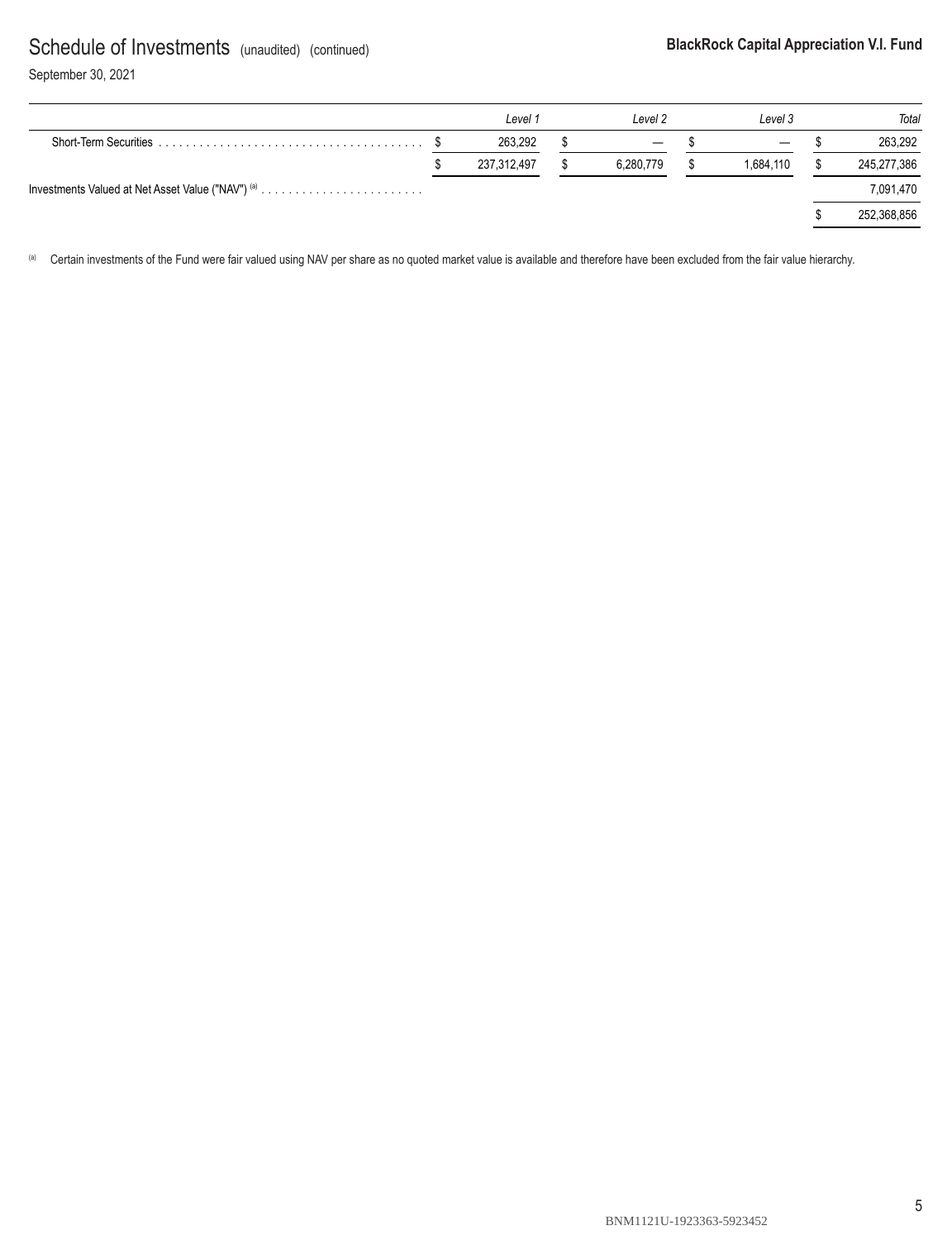# Schedule of Investments (unaudited) (continued)

**BlackRock Capital Appreciation V.I. Fund**

September 30, 2021

| | Level 1 | Level 2 | Level 3 | Total |
|---|---|---|---|---|
| Short-Term Securities | $ 263,292 | $ — | $ — | $ 263,292 |
| | $ 237,312,497 | $ 6,280,779 | $ 1,684,110 | $ 245,277,386 |
| Investments Valued at Net Asset Value ("NAV") [(a)] | | | | 7,091,470 |
| | | | | $ 252,368,856 |

[(a)] Certain investments of the Fund were fair valued using NAV per share as no quoted market value is available and therefore have been excluded from the fair value hierarchy.